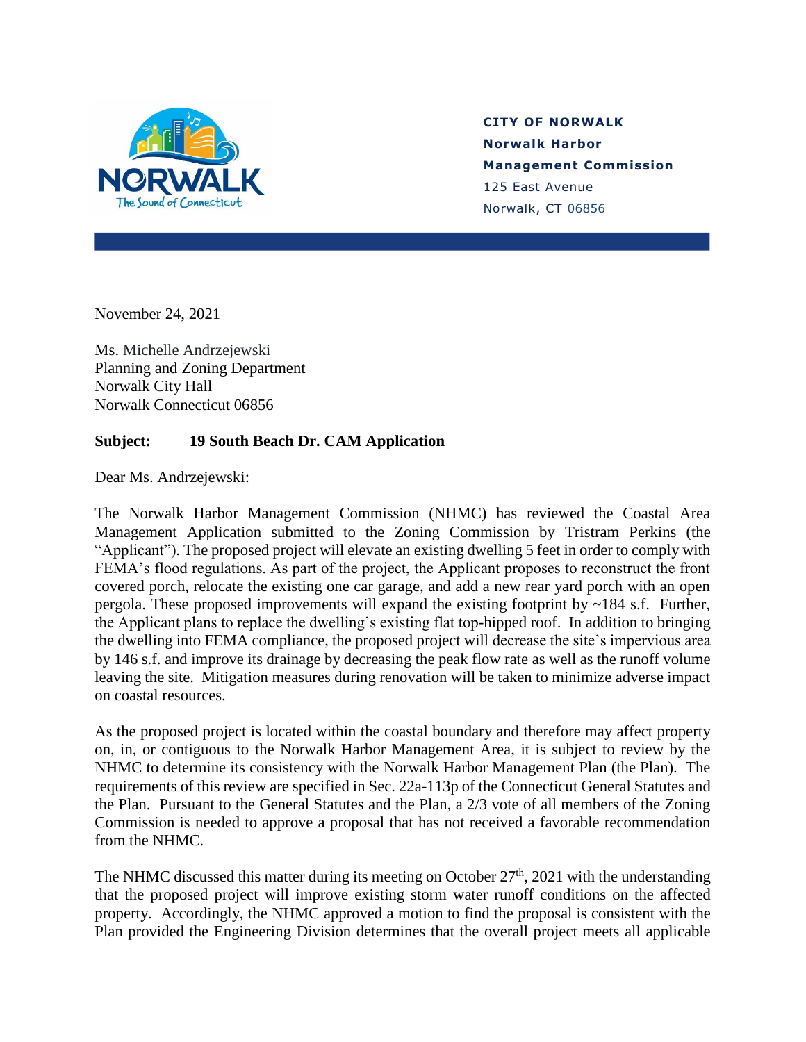CITY OF NORWALK
**Norwalk Harbor Management Commission**
125 East Avenue
Norwalk, CT 06856

November 24, 2021

Ms. Michelle Andrzejewski
Planning and Zoning Department
Norwalk City Hall
Norwalk Connecticut 06856

**Subject: 19 South Beach Dr. CAM Application**

Dear Ms. Andrzejewski:

The Norwalk Harbor Management Commission (NHMC) has reviewed the Coastal Area Management Application submitted to the Zoning Commission by Tristram Perkins (the "Applicant"). The proposed project will elevate an existing dwelling 5 feet in order to comply with FEMA's flood regulations. As part of the project, the Applicant proposes to reconstruct the front covered porch, relocate the existing one car garage, and add a new rear yard porch with an open pergola. These proposed improvements will expand the existing footprint by ~184 s.f. Further, the Applicant plans to replace the dwelling's existing flat top-hipped roof. In addition to bringing the dwelling into FEMA compliance, the proposed project will decrease the site's impervious area by 146 s.f. and improve its drainage by decreasing the peak flow rate as well as the runoff volume leaving the site. Mitigation measures during renovation will be taken to minimize adverse impact on coastal resources.

As the proposed project is located within the coastal boundary and therefore may affect property on, in, or contiguous to the Norwalk Harbor Management Area, it is subject to review by the NHMC to determine its consistency with the Norwalk Harbor Management Plan (the Plan). The requirements of this review are specified in Sec. 22a-113p of the Connecticut General Statutes and the Plan. Pursuant to the General Statutes and the Plan, a 2/3 vote of all members of the Zoning Commission is needed to approve a proposal that has not received a favorable recommendation from the NHMC.

The NHMC discussed this matter during its meeting on October 27th, 2021 with the understanding that the proposed project will improve existing storm water runoff conditions on the affected property. Accordingly, the NHMC approved a motion to find the proposal is consistent with the Plan provided the Engineering Division determines that the overall project meets all applicable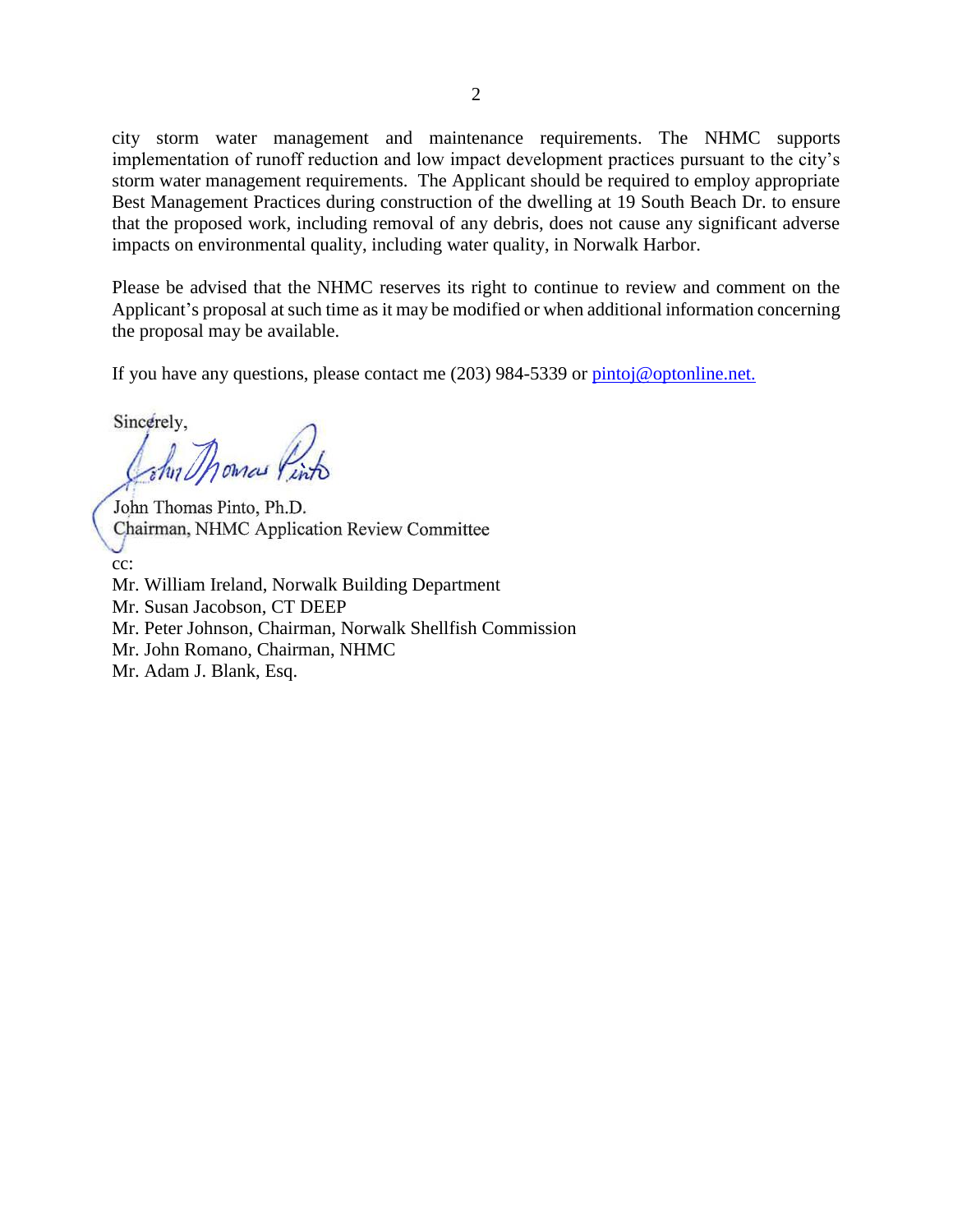city storm water management and maintenance requirements. The NHMC supports implementation of runoff reduction and low impact development practices pursuant to the city's storm water management requirements. The Applicant should be required to employ appropriate Best Management Practices during construction of the dwelling at 19 South Beach Dr. to ensure that the proposed work, including removal of any debris, does not cause any significant adverse impacts on environmental quality, including water quality, in Norwalk Harbor.

Please be advised that the NHMC reserves its right to continue to review and comment on the Applicant's proposal at such time as it may be modified or when additional information concerning the proposal may be available.

If you have any questions, please contact me (203) 984-5339 or [pintoj@optonline.net.](mailto:pintoj@optonline.net)

Sincerely,

John Thomas Pinto

John Thomas Pinto, Ph.D.
Chairman, NHMC Application Review Committee

cc:
Mr. William Ireland, Norwalk Building Department
Mr. Susan Jacobson, CT DEEP
Mr. Peter Johnson, Chairman, Norwalk Shellfish Commission
Mr. John Romano, Chairman, NHMC
Mr. Adam J. Blank, Esq.